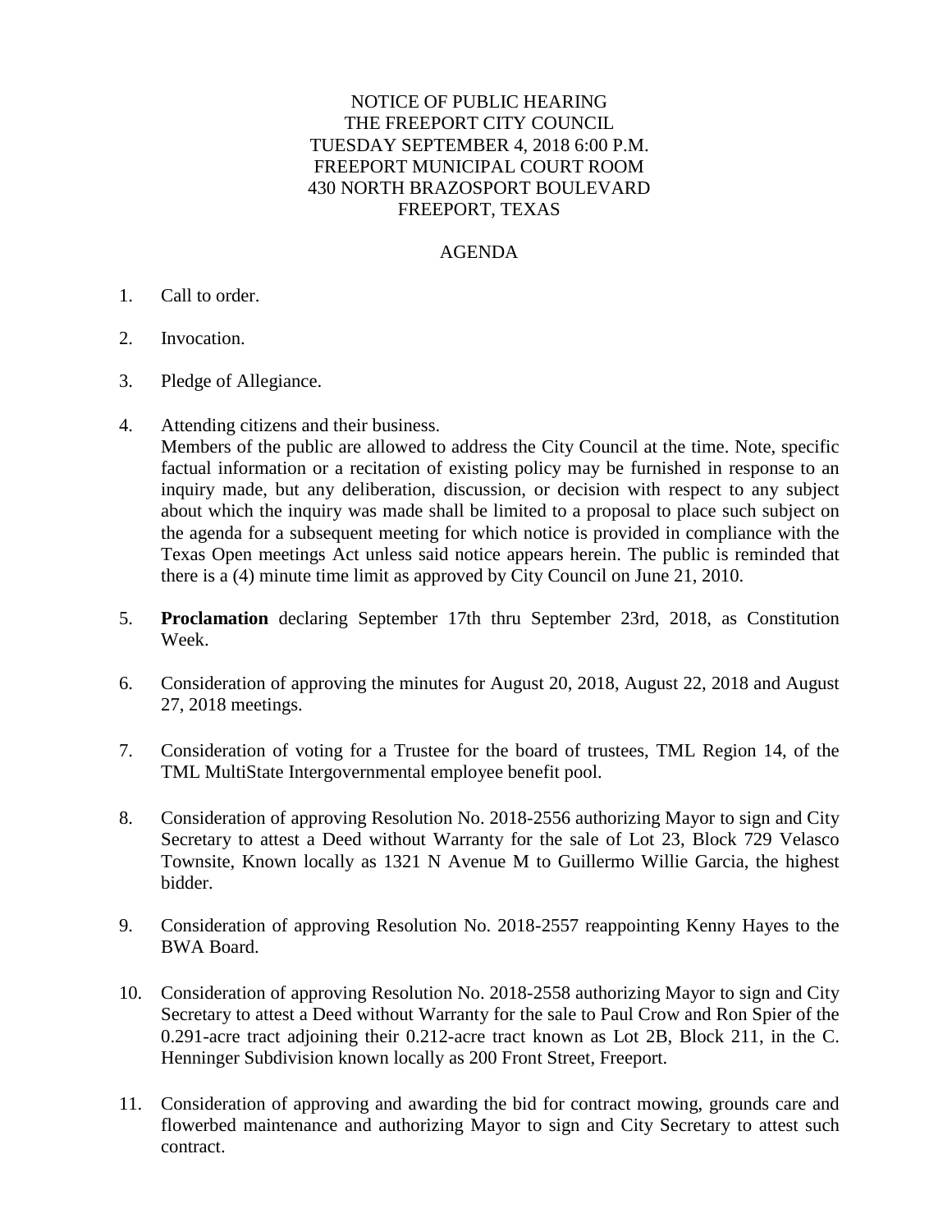NOTICE OF PUBLIC HEARING
THE FREEPORT CITY COUNCIL
TUESDAY SEPTEMBER 4, 2018 6:00 P.M.
FREEPORT MUNICIPAL COURT ROOM
430 NORTH BRAZOSPORT BOULEVARD
FREEPORT, TEXAS

AGENDA

1. Call to order.

2. Invocation.

3. Pledge of Allegiance.

4. Attending citizens and their business.
   Members of the public are allowed to address the City Council at the time. Note, specific factual information or a recitation of existing policy may be furnished in response to an inquiry made, but any deliberation, discussion, or decision with respect to any subject about which the inquiry was made shall be limited to a proposal to place such subject on the agenda for a subsequent meeting for which notice is provided in compliance with the Texas Open meetings Act unless said notice appears herein. The public is reminded that there is a (4) minute time limit as approved by City Council on June 21, 2010.

5. **Proclamation** declaring September 17th thru September 23rd, 2018, as Constitution Week.

6. Consideration of approving the minutes for August 20, 2018, August 22, 2018 and August 27, 2018 meetings.

7. Consideration of voting for a Trustee for the board of trustees, TML Region 14, of the TML MultiState Intergovernmental employee benefit pool.

8. Consideration of approving Resolution No. 2018-2556 authorizing Mayor to sign and City Secretary to attest a Deed without Warranty for the sale of Lot 23, Block 729 Velasco Townsite, Known locally as 1321 N Avenue M to Guillermo Willie Garcia, the highest bidder.

9. Consideration of approving Resolution No. 2018-2557 reappointing Kenny Hayes to the BWA Board.

10. Consideration of approving Resolution No. 2018-2558 authorizing Mayor to sign and City Secretary to attest a Deed without Warranty for the sale to Paul Crow and Ron Spier of the 0.291-acre tract adjoining their 0.212-acre tract known as Lot 2B, Block 211, in the C. Henninger Subdivision known locally as 200 Front Street, Freeport.

11. Consideration of approving and awarding the bid for contract mowing, grounds care and flowerbed maintenance and authorizing Mayor to sign and City Secretary to attest such contract.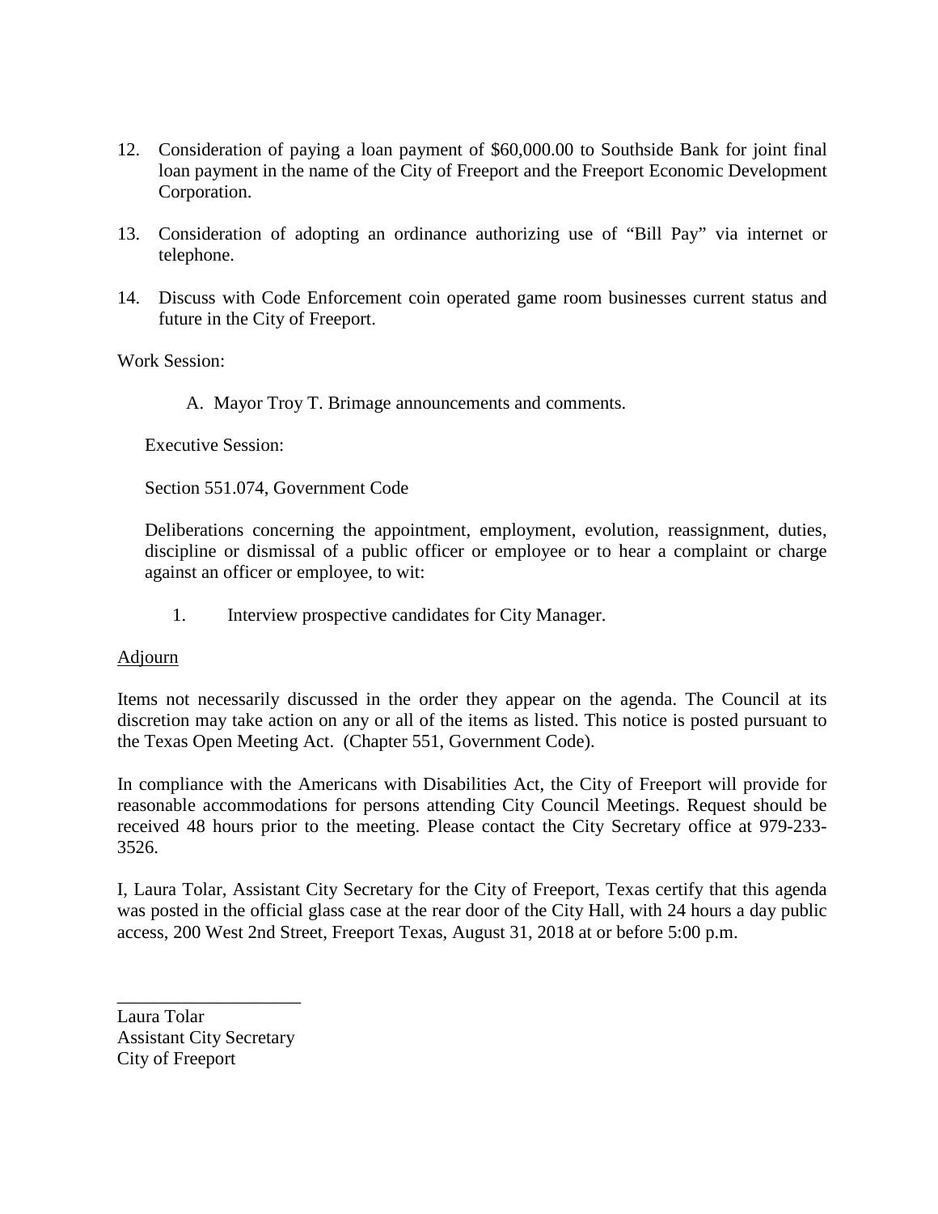12. Consideration of paying a loan payment of $60,000.00 to Southside Bank for joint final loan payment in the name of the City of Freeport and the Freeport Economic Development Corporation.

13. Consideration of adopting an ordinance authorizing use of “Bill Pay” via internet or telephone.

14. Discuss with Code Enforcement coin operated game room businesses current status and future in the City of Freeport.

Work Session:

A. Mayor Troy T. Brimage announcements and comments.

Executive Session:

Section 551.074, Government Code

Deliberations concerning the appointment, employment, evolution, reassignment, duties, discipline or dismissal of a public officer or employee or to hear a complaint or charge against an officer or employee, to wit:

1. Interview prospective candidates for City Manager.

Adjourn

Items not necessarily discussed in the order they appear on the agenda. The Council at its discretion may take action on any or all of the items as listed. This notice is posted pursuant to the Texas Open Meeting Act. (Chapter 551, Government Code).

In compliance with the Americans with Disabilities Act, the City of Freeport will provide for reasonable accommodations for persons attending City Council Meetings. Request should be received 48 hours prior to the meeting. Please contact the City Secretary office at 979-233-3526.

I, Laura Tolar, Assistant City Secretary for the City of Freeport, Texas certify that this agenda was posted in the official glass case at the rear door of the City Hall, with 24 hours a day public access, 200 West 2nd Street, Freeport Texas, August 31, 2018 at or before 5:00 p.m.

\_\_\_\_\_\_\_\_\_\_\_\_\_\_\_\_\_\_\_\_

Laura Tolar
Assistant City Secretary
City of Freeport